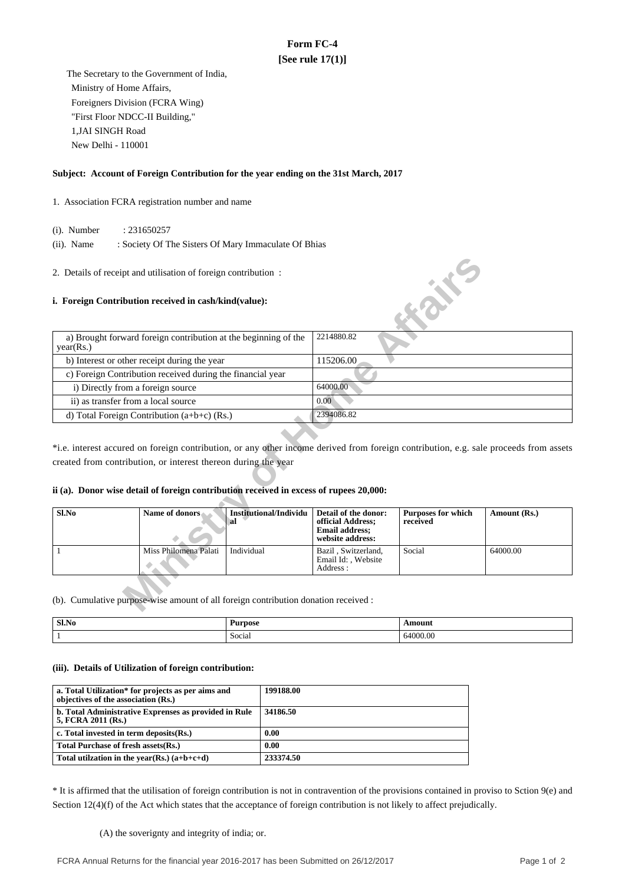# Form FC-4

**[See rule 17(1)]**

The Secretary to the Government of India,
Ministry of Home Affairs,
Foreigners Division (FCRA Wing)
"First Floor NDCC-II Building,"
1,JAI SINGH Road
New Delhi - 110001

**Subject: Account of Foreign Contribution for the year ending on the 31st March, 2017**

1. Association FCRA registration number and name

(i). Number : 231650257

(ii). Name : Society Of The Sisters Of Mary Immaculate Of Bhias

2. Details of receipt and utilisation of foreign contribution :

**i. Foreign Contribution received in cash/kind(value):**

| | |
|---|---|
| a) Brought forward foreign contribution at the beginning of the year(Rs.) | 2214880.82 |
| b) Interest or other receipt during the year | 115206.00 |
| c) Foreign Contribution received during the financial year | |
| i) Directly from a foreign source | 64000.00 |
| ii) as transfer from a local source | 0.00 |
| d) Total Foreign Contribution (a+b+c) (Rs.) | 2394086.82 |

*i.e. interest accured on foreign contribution, or any other income derived from foreign contribution, e.g. sale proceeds from assets created from contribution, or interest thereon during the year

**ii (a). Donor wise detail of foreign contribution received in excess of rupees 20,000:**

| Sl.No | Name of donors | Institutional/Individual | Detail of the donor: official Address; Email address; website address: | Purposes for which received | Amount (Rs.) |
|---|---|---|---|---|---|
| 1 | Miss Philomena Palati | Individual | Bazil , Switzerland, Email Id: , Website Address : | Social | 64000.00 |

(b). Cumulative purpose-wise amount of all foreign contribution donation received :

| Sl.No | Purpose | Amount |
|---|---|---|
| 1 | Social | 64000.00 |

**(iii). Details of Utilization of foreign contribution:**

| | |
|---|---|
| **a. Total Utilization* for projects as per aims and objectives of the association (Rs.)** | **199188.00** |
| **b. Total Administrative Exprenses as provided in Rule 5, FCRA 2011 (Rs.)** | **34186.50** |
| **c. Total invested in term deposits(Rs.)** | **0.00** |
| **Total Purchase of fresh assets(Rs.)** | **0.00** |
| **Total utilzation in the year(Rs.) (a+b+c+d)** | **233374.50** |

* It is affirmed that the utilisation of foreign contribution is not in contravention of the provisions contained in proviso to Sction 9(e) and Section 12(4)(f) of the Act which states that the acceptance of foreign contribution is not likely to affect prejudically.

(A) the soverignty and integrity of india; or.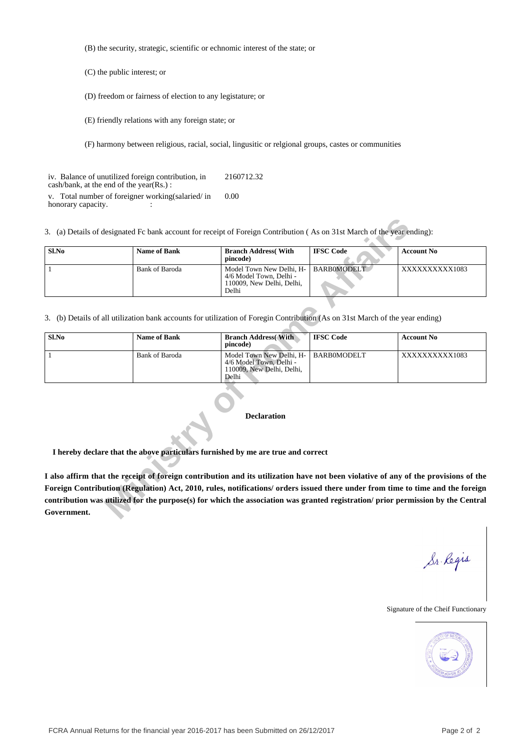(B) the security, strategic, scientific or echnomic interest of the state; or

(C) the public interest; or

(D) freedom or fairness of election to any legistature; or

(E) friendly relations with any foreign state; or

(F) harmony between religious, racial, social, lingusitic or relgional groups, castes or communities

| | |
|---|---|
| iv. Balance of unutilized foreign contribution, in cash/bank, at the end of the year(Rs.) : | 2160712.32 |
| v. Total number of foreigner working(salaried/ in honorary capacity. : | 0.00 |

3. (a) Details of designated Fc bank account for receipt of Foreign Contribution ( As on 31st March of the year ending):

| Sl.No | Name of Bank | Branch Address( With pincode) | IFSC Code | Account No |
|---|---|---|---|---|
| 1 | Bank of Baroda | Model Town New Delhi, H-4/6 Model Town, Delhi - 110009, New Delhi, Delhi, Delhi | BARB0MODELT | XXXXXXXXX1083 |

3. (b) Details of all utilization bank accounts for utilization of Foregin Contribution (As on 31st March of the year ending)

| Sl.No | Name of Bank | Branch Address( With pincode) | IFSC Code | Account No |
|---|---|---|---|---|
| 1 | Bank of Baroda | Model Town New Delhi, H-4/6 Model Town, Delhi - 110009, New Delhi, Delhi, Delhi | BARB0MODELT | XXXXXXXXX1083 |

**Declaration**

**I hereby declare that the above particulars furnished by me are true and correct**

**I also affirm that the receipt of foreign contribution and its utilization have not been violative of any of the provisions of the Foreign Contribution (Regulation) Act, 2010, rules, notifications/ orders issued there under from time to time and the foreign contribution was utilized for the purpose(s) for which the association was granted registration/ prior permission by the Central Government.**

Sr. Regis

Signature of the Cheif Functionary

FCRA Annual Returns for the financial year 2016-2017 has been Submitted on 26/12/2017